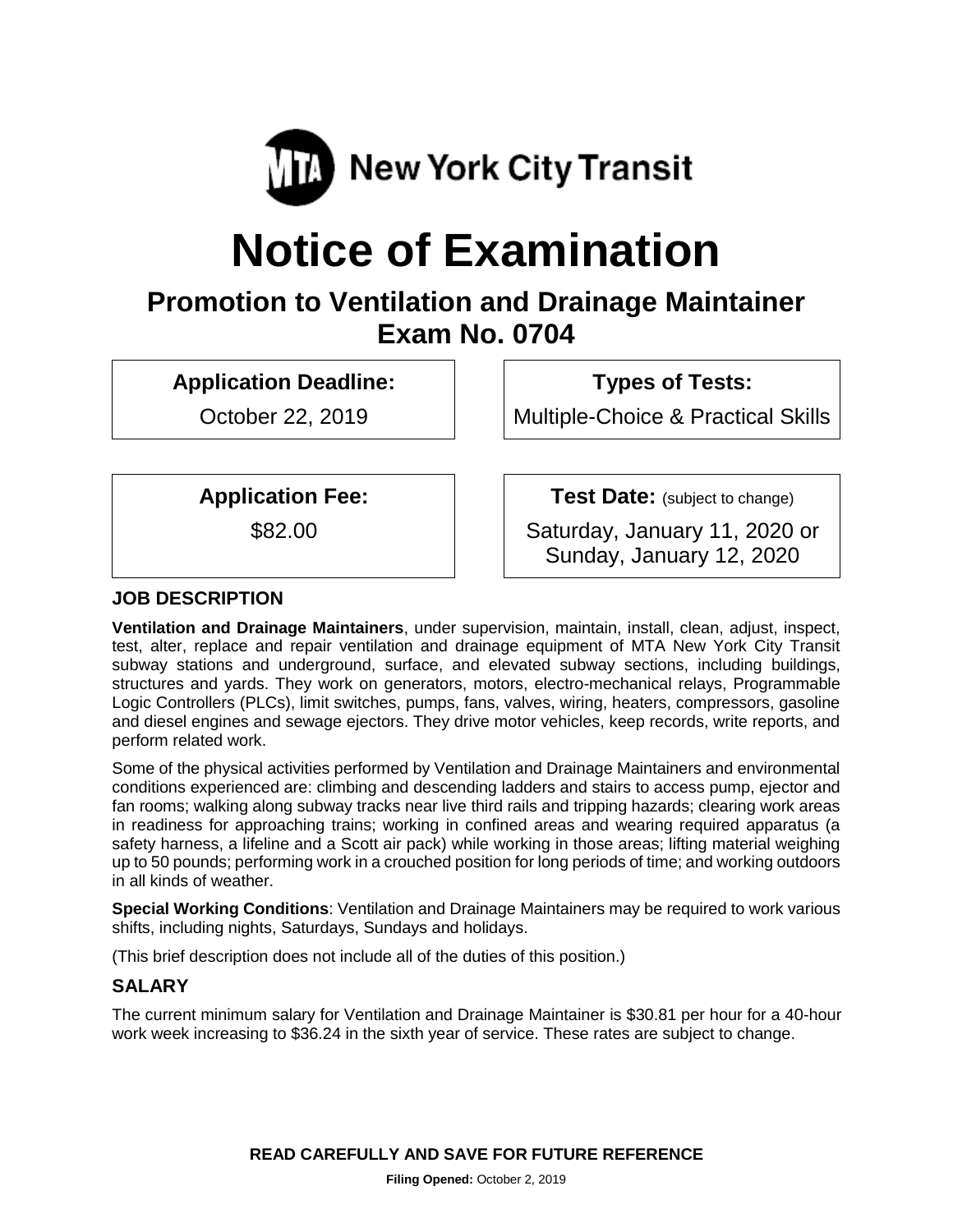MTA New York City Transit

# Notice of Examination

## Promotion to Ventilation and Drainage Maintainer
## Exam No. 0704

| Application Deadline: | Types of Tests: |
|---|---|
| October 22, 2019 | Multiple-Choice & Practical Skills |

| Application Fee: | Test Date: (subject to change) |
|---|---|
| $82.00 | Saturday, January 11, 2020 or Sunday, January 12, 2020 |

### JOB DESCRIPTION

**Ventilation and Drainage Maintainers**, under supervision, maintain, install, clean, adjust, inspect, test, alter, replace and repair ventilation and drainage equipment of MTA New York City Transit subway stations and underground, surface, and elevated subway sections, including buildings, structures and yards. They work on generators, motors, electro-mechanical relays, Programmable Logic Controllers (PLCs), limit switches, pumps, fans, valves, wiring, heaters, compressors, gasoline and diesel engines and sewage ejectors. They drive motor vehicles, keep records, write reports, and perform related work.

Some of the physical activities performed by Ventilation and Drainage Maintainers and environmental conditions experienced are: climbing and descending ladders and stairs to access pump, ejector and fan rooms; walking along subway tracks near live third rails and tripping hazards; clearing work areas in readiness for approaching trains; working in confined areas and wearing required apparatus (a safety harness, a lifeline and a Scott air pack) while working in those areas; lifting material weighing up to 50 pounds; performing work in a crouched position for long periods of time; and working outdoors in all kinds of weather.

**Special Working Conditions**: Ventilation and Drainage Maintainers may be required to work various shifts, including nights, Saturdays, Sundays and holidays.

(This brief description does not include all of the duties of this position.)

### SALARY

The current minimum salary for Ventilation and Drainage Maintainer is $30.81 per hour for a 40-hour work week increasing to $36.24 in the sixth year of service. These rates are subject to change.

**READ CAREFULLY AND SAVE FOR FUTURE REFERENCE**

**Filing Opened:** October 2, 2019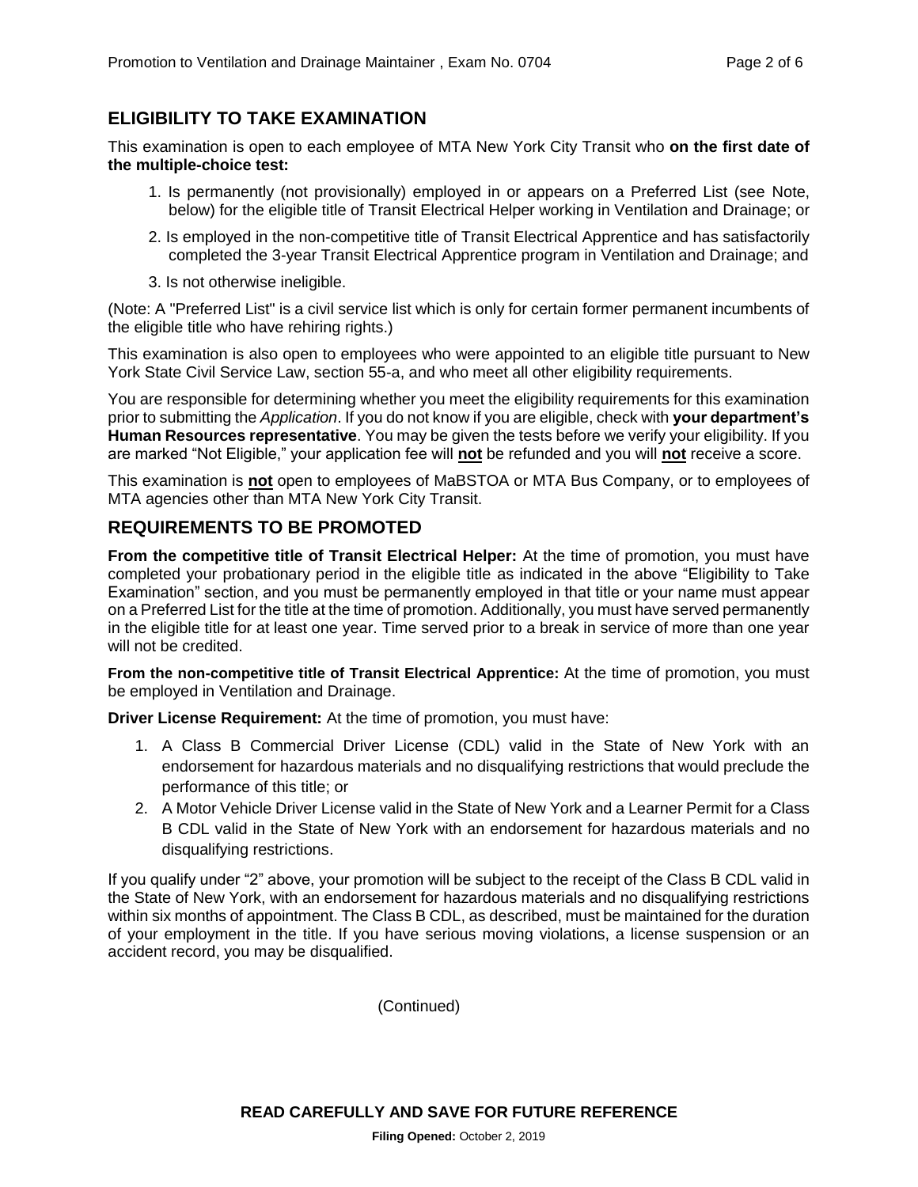## ELIGIBILITY TO TAKE EXAMINATION

This examination is open to each employee of MTA New York City Transit who **on the first date of the multiple-choice test:**

1. Is permanently (not provisionally) employed in or appears on a Preferred List (see Note, below) for the eligible title of Transit Electrical Helper working in Ventilation and Drainage; or
2. Is employed in the non-competitive title of Transit Electrical Apprentice and has satisfactorily completed the 3-year Transit Electrical Apprentice program in Ventilation and Drainage; and
3. Is not otherwise ineligible.

(Note: A "Preferred List" is a civil service list which is only for certain former permanent incumbents of the eligible title who have rehiring rights.)

This examination is also open to employees who were appointed to an eligible title pursuant to New York State Civil Service Law, section 55-a, and who meet all other eligibility requirements.

You are responsible for determining whether you meet the eligibility requirements for this examination prior to submitting the *Application*. If you do not know if you are eligible, check with **your department's Human Resources representative**. You may be given the tests before we verify your eligibility. If you are marked "Not Eligible," your application fee will **not** be refunded and you will **not** receive a score.

This examination is **not** open to employees of MaBSTOA or MTA Bus Company, or to employees of MTA agencies other than MTA New York City Transit.

## REQUIREMENTS TO BE PROMOTED

**From the competitive title of Transit Electrical Helper:** At the time of promotion, you must have completed your probationary period in the eligible title as indicated in the above "Eligibility to Take Examination" section, and you must be permanently employed in that title or your name must appear on a Preferred List for the title at the time of promotion. Additionally, you must have served permanently in the eligible title for at least one year. Time served prior to a break in service of more than one year will not be credited.

**From the non-competitive title of Transit Electrical Apprentice:** At the time of promotion, you must be employed in Ventilation and Drainage.

**Driver License Requirement:** At the time of promotion, you must have:

1. A Class B Commercial Driver License (CDL) valid in the State of New York with an endorsement for hazardous materials and no disqualifying restrictions that would preclude the performance of this title; or
2. A Motor Vehicle Driver License valid in the State of New York and a Learner Permit for a Class B CDL valid in the State of New York with an endorsement for hazardous materials and no disqualifying restrictions.

If you qualify under "2" above, your promotion will be subject to the receipt of the Class B CDL valid in the State of New York, with an endorsement for hazardous materials and no disqualifying restrictions within six months of appointment. The Class B CDL, as described, must be maintained for the duration of your employment in the title. If you have serious moving violations, a license suspension or an accident record, you may be disqualified.

(Continued)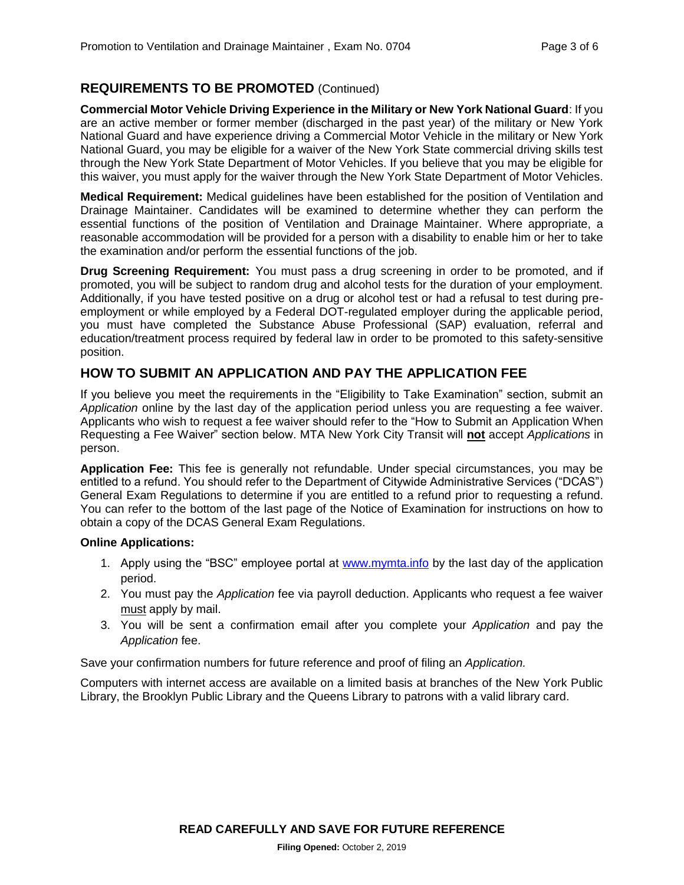## REQUIREMENTS TO BE PROMOTED (Continued)

**Commercial Motor Vehicle Driving Experience in the Military or New York National Guard**: If you are an active member or former member (discharged in the past year) of the military or New York National Guard and have experience driving a Commercial Motor Vehicle in the military or New York National Guard, you may be eligible for a waiver of the New York State commercial driving skills test through the New York State Department of Motor Vehicles. If you believe that you may be eligible for this waiver, you must apply for the waiver through the New York State Department of Motor Vehicles.

**Medical Requirement:** Medical guidelines have been established for the position of Ventilation and Drainage Maintainer. Candidates will be examined to determine whether they can perform the essential functions of the position of Ventilation and Drainage Maintainer. Where appropriate, a reasonable accommodation will be provided for a person with a disability to enable him or her to take the examination and/or perform the essential functions of the job.

**Drug Screening Requirement:** You must pass a drug screening in order to be promoted, and if promoted, you will be subject to random drug and alcohol tests for the duration of your employment. Additionally, if you have tested positive on a drug or alcohol test or had a refusal to test during pre-employment or while employed by a Federal DOT-regulated employer during the applicable period, you must have completed the Substance Abuse Professional (SAP) evaluation, referral and education/treatment process required by federal law in order to be promoted to this safety-sensitive position.

## HOW TO SUBMIT AN APPLICATION AND PAY THE APPLICATION FEE

If you believe you meet the requirements in the "Eligibility to Take Examination" section, submit an *Application* online by the last day of the application period unless you are requesting a fee waiver. Applicants who wish to request a fee waiver should refer to the "How to Submit an Application When Requesting a Fee Waiver" section below. MTA New York City Transit will **not** accept *Applications* in person.

**Application Fee:** This fee is generally not refundable. Under special circumstances, you may be entitled to a refund. You should refer to the Department of Citywide Administrative Services ("DCAS") General Exam Regulations to determine if you are entitled to a refund prior to requesting a refund. You can refer to the bottom of the last page of the Notice of Examination for instructions on how to obtain a copy of the DCAS General Exam Regulations.

**Online Applications:**

1. Apply using the "BSC" employee portal at www.mymta.info by the last day of the application period.
2. You must pay the *Application* fee via payroll deduction. Applicants who request a fee waiver must apply by mail.
3. You will be sent a confirmation email after you complete your *Application* and pay the *Application* fee.

Save your confirmation numbers for future reference and proof of filing an *Application.*

Computers with internet access are available on a limited basis at branches of the New York Public Library, the Brooklyn Public Library and the Queens Library to patrons with a valid library card.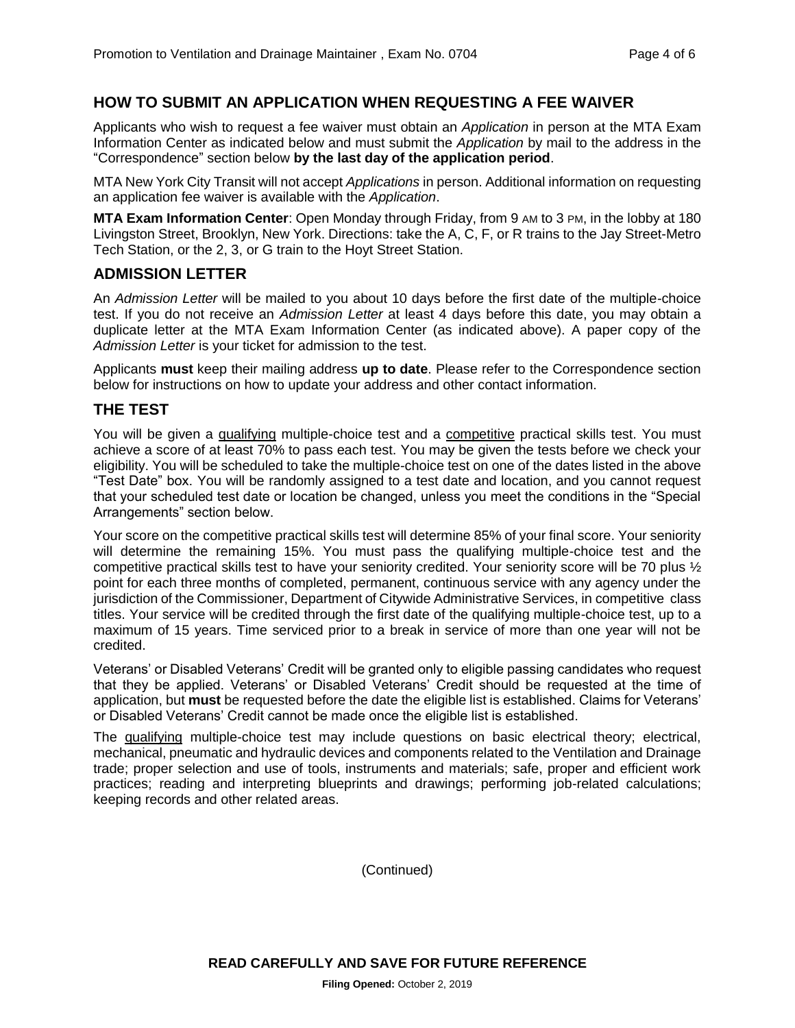## HOW TO SUBMIT AN APPLICATION WHEN REQUESTING A FEE WAIVER

Applicants who wish to request a fee waiver must obtain an *Application* in person at the MTA Exam Information Center as indicated below and must submit the *Application* by mail to the address in the "Correspondence" section below **by the last day of the application period**.

MTA New York City Transit will not accept *Applications* in person. Additional information on requesting an application fee waiver is available with the *Application*.

**MTA Exam Information Center**: Open Monday through Friday, from 9 AM to 3 PM, in the lobby at 180 Livingston Street, Brooklyn, New York. Directions: take the A, C, F, or R trains to the Jay Street-Metro Tech Station, or the 2, 3, or G train to the Hoyt Street Station.

## ADMISSION LETTER

An *Admission Letter* will be mailed to you about 10 days before the first date of the multiple-choice test. If you do not receive an *Admission Letter* at least 4 days before this date, you may obtain a duplicate letter at the MTA Exam Information Center (as indicated above). A paper copy of the *Admission Letter* is your ticket for admission to the test.

Applicants **must** keep their mailing address **up to date**. Please refer to the Correspondence section below for instructions on how to update your address and other contact information.

## THE TEST

You will be given a <u>qualifying</u> multiple-choice test and a <u>competitive</u> practical skills test. You must achieve a score of at least 70% to pass each test. You may be given the tests before we check your eligibility. You will be scheduled to take the multiple-choice test on one of the dates listed in the above "Test Date" box. You will be randomly assigned to a test date and location, and you cannot request that your scheduled test date or location be changed, unless you meet the conditions in the "Special Arrangements" section below.

Your score on the competitive practical skills test will determine 85% of your final score. Your seniority will determine the remaining 15%. You must pass the qualifying multiple-choice test and the competitive practical skills test to have your seniority credited. Your seniority score will be 70 plus ½ point for each three months of completed, permanent, continuous service with any agency under the jurisdiction of the Commissioner, Department of Citywide Administrative Services, in competitive class titles. Your service will be credited through the first date of the qualifying multiple-choice test, up to a maximum of 15 years. Time serviced prior to a break in service of more than one year will not be credited.

Veterans' or Disabled Veterans' Credit will be granted only to eligible passing candidates who request that they be applied. Veterans' or Disabled Veterans' Credit should be requested at the time of application, but **must** be requested before the date the eligible list is established. Claims for Veterans' or Disabled Veterans' Credit cannot be made once the eligible list is established.

The <u>qualifying</u> multiple-choice test may include questions on basic electrical theory; electrical, mechanical, pneumatic and hydraulic devices and components related to the Ventilation and Drainage trade; proper selection and use of tools, instruments and materials; safe, proper and efficient work practices; reading and interpreting blueprints and drawings; performing job-related calculations; keeping records and other related areas.

(Continued)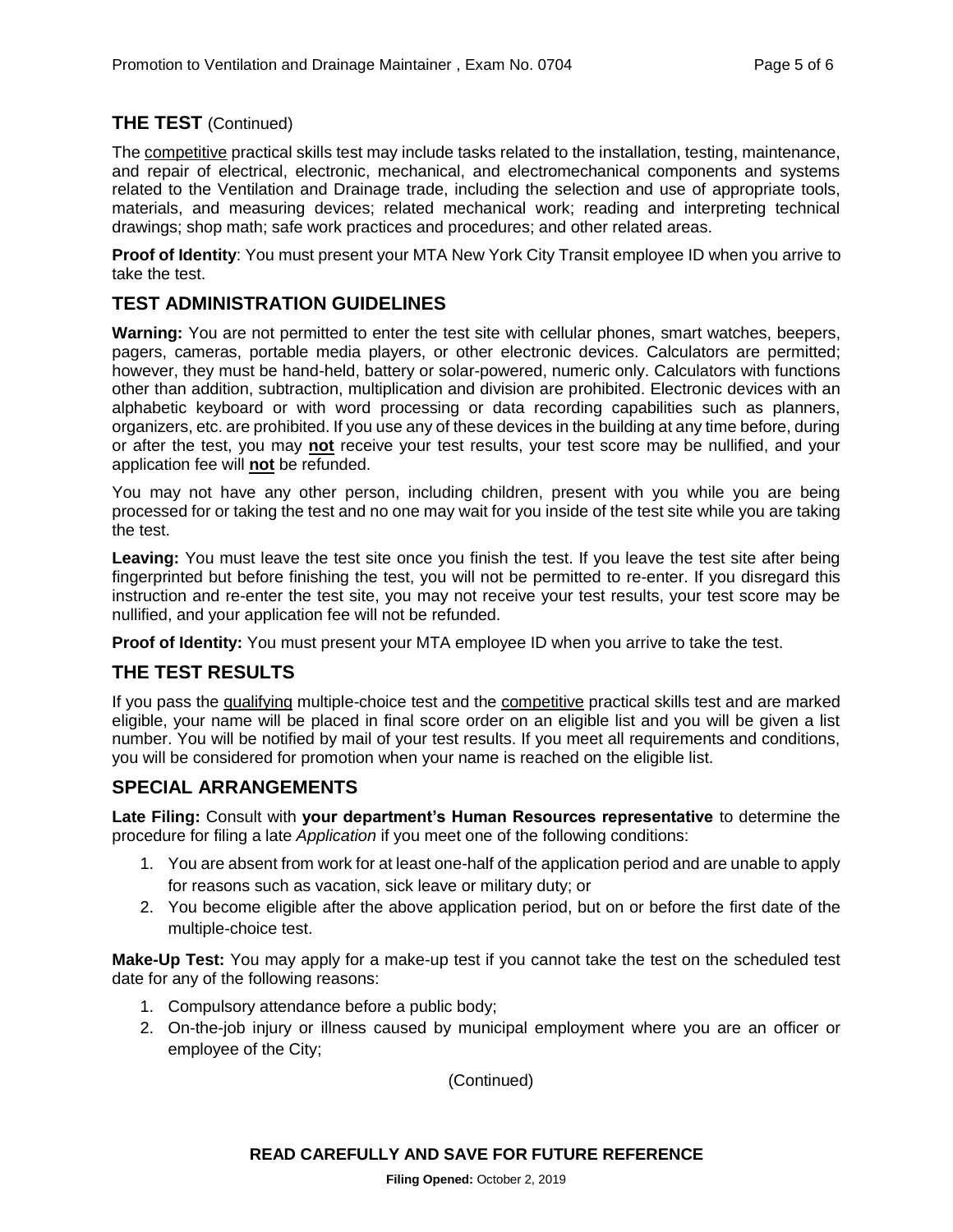## THE TEST (Continued)

The competitive practical skills test may include tasks related to the installation, testing, maintenance, and repair of electrical, electronic, mechanical, and electromechanical components and systems related to the Ventilation and Drainage trade, including the selection and use of appropriate tools, materials, and measuring devices; related mechanical work; reading and interpreting technical drawings; shop math; safe work practices and procedures; and other related areas.

**Proof of Identity**: You must present your MTA New York City Transit employee ID when you arrive to take the test.

## TEST ADMINISTRATION GUIDELINES

**Warning:** You are not permitted to enter the test site with cellular phones, smart watches, beepers, pagers, cameras, portable media players, or other electronic devices. Calculators are permitted; however, they must be hand-held, battery or solar-powered, numeric only. Calculators with functions other than addition, subtraction, multiplication and division are prohibited. Electronic devices with an alphabetic keyboard or with word processing or data recording capabilities such as planners, organizers, etc. are prohibited. If you use any of these devices in the building at any time before, during or after the test, you may **not** receive your test results, your test score may be nullified, and your application fee will **not** be refunded.

You may not have any other person, including children, present with you while you are being processed for or taking the test and no one may wait for you inside of the test site while you are taking the test.

**Leaving:** You must leave the test site once you finish the test. If you leave the test site after being fingerprinted but before finishing the test, you will not be permitted to re-enter. If you disregard this instruction and re-enter the test site, you may not receive your test results, your test score may be nullified, and your application fee will not be refunded.

**Proof of Identity:** You must present your MTA employee ID when you arrive to take the test.

## THE TEST RESULTS

If you pass the qualifying multiple-choice test and the competitive practical skills test and are marked eligible, your name will be placed in final score order on an eligible list and you will be given a list number. You will be notified by mail of your test results. If you meet all requirements and conditions, you will be considered for promotion when your name is reached on the eligible list.

## SPECIAL ARRANGEMENTS

**Late Filing:** Consult with **your department's Human Resources representative** to determine the procedure for filing a late *Application* if you meet one of the following conditions:

1. You are absent from work for at least one-half of the application period and are unable to apply for reasons such as vacation, sick leave or military duty; or
2. You become eligible after the above application period, but on or before the first date of the multiple-choice test.

**Make-Up Test:** You may apply for a make-up test if you cannot take the test on the scheduled test date for any of the following reasons:

1. Compulsory attendance before a public body;
2. On-the-job injury or illness caused by municipal employment where you are an officer or employee of the City;

(Continued)

**READ CAREFULLY AND SAVE FOR FUTURE REFERENCE**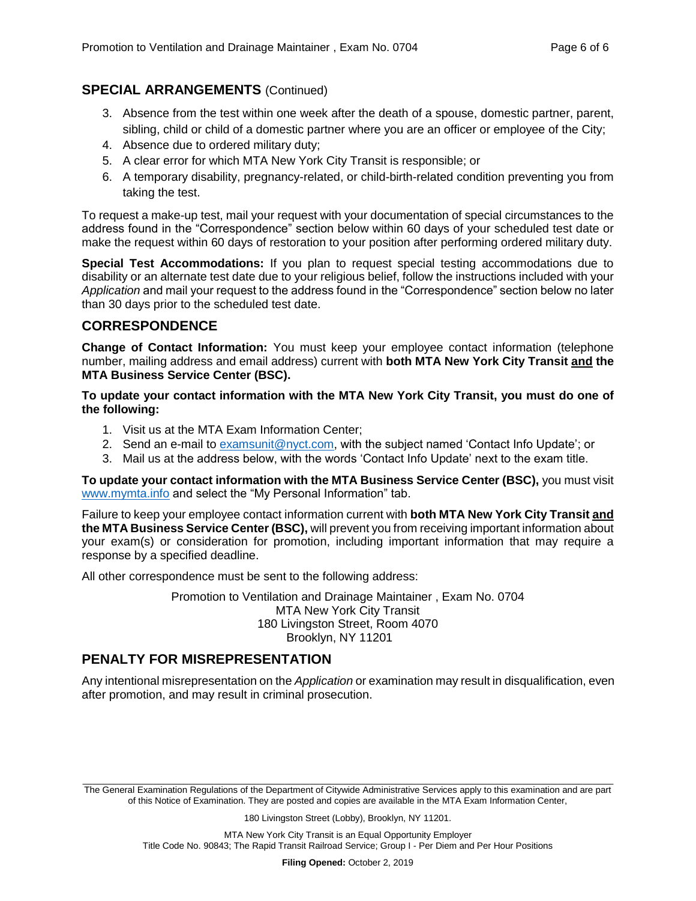## SPECIAL ARRANGEMENTS (Continued)

3. Absence from the test within one week after the death of a spouse, domestic partner, parent, sibling, child or child of a domestic partner where you are an officer or employee of the City;
4. Absence due to ordered military duty;
5. A clear error for which MTA New York City Transit is responsible; or
6. A temporary disability, pregnancy-related, or child-birth-related condition preventing you from taking the test.

To request a make-up test, mail your request with your documentation of special circumstances to the address found in the "Correspondence" section below within 60 days of your scheduled test date or make the request within 60 days of restoration to your position after performing ordered military duty.

**Special Test Accommodations:** If you plan to request special testing accommodations due to disability or an alternate test date due to your religious belief, follow the instructions included with your *Application* and mail your request to the address found in the "Correspondence" section below no later than 30 days prior to the scheduled test date.

## CORRESPONDENCE

**Change of Contact Information:** You must keep your employee contact information (telephone number, mailing address and email address) current with **both MTA New York City Transit and the MTA Business Service Center (BSC).**

**To update your contact information with the MTA New York City Transit, you must do one of the following:**

1. Visit us at the MTA Exam Information Center;
2. Send an e-mail to examsunit@nyct.com, with the subject named 'Contact Info Update'; or
3. Mail us at the address below, with the words 'Contact Info Update' next to the exam title.

**To update your contact information with the MTA Business Service Center (BSC),** you must visit www.mymta.info and select the "My Personal Information" tab.

Failure to keep your employee contact information current with **both MTA New York City Transit and the MTA Business Service Center (BSC),** will prevent you from receiving important information about your exam(s) or consideration for promotion, including important information that may require a response by a specified deadline.

All other correspondence must be sent to the following address:

Promotion to Ventilation and Drainage Maintainer , Exam No. 0704
MTA New York City Transit
180 Livingston Street, Room 4070
Brooklyn, NY 11201

## PENALTY FOR MISREPRESENTATION

Any intentional misrepresentation on the *Application* or examination may result in disqualification, even after promotion, and may result in criminal prosecution.

---

The General Examination Regulations of the Department of Citywide Administrative Services apply to this examination and are part of this Notice of Examination. They are posted and copies are available in the MTA Exam Information Center,

180 Livingston Street (Lobby), Brooklyn, NY 11201.

MTA New York City Transit is an Equal Opportunity Employer
Title Code No. 90843; The Rapid Transit Railroad Service; Group I - Per Diem and Per Hour Positions

**Filing Opened:** October 2, 2019